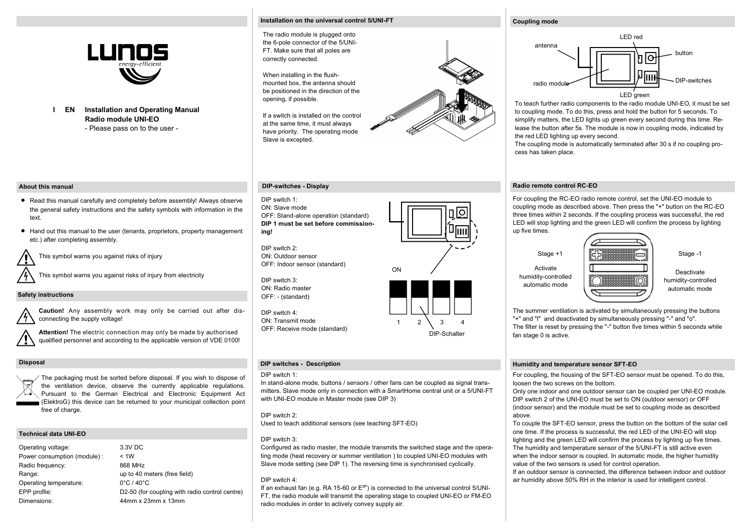LUNOS energy-efficient

**I EN Installation and Operating Manual**
**Radio module UNI-EO**
- Please pass on to the user -

## About this manual

- Read this manual carefully and completely before assembly! Always observe the general safety instructions and the safety symbols with information in the text.
- Hand out this manual to the user (tenants, proprietors, property management etc.) after completing assembly.

This symbol warns you against risks of injury

This symbol warns you against risks of injury from electricity

## Safety instructions

**Caution!** Any assembly work may only be carried out after disconnecting the supply voltage!

**Attention!** The electric connection may only be made by authorised qualified personnel and according to the applicable version of VDE 0100!

## Disposal

The packaging must be sorted before disposal. If you wish to dispose of the ventilation device, observe the currently applicable regulations. Pursuant to the German Electrical and Electronic Equipment Act (ElektroG) this device can be returned to your municipal collection point free of charge.

## Technical data UNI-EO

| | |
|---|---|
| Operating voltage: | 3.3V DC |
| Power consumption (module) : | < 1W |
| Radio frequency: | 868 MHz |
| Range: | up to 40 meters (free field) |
| Operating temperature: | 0°C / 40°C |
| EPP profile: | D2-50 (for coupling with radio control centre) |
| Dimensions: | 44mm x 23mm x 13mm |

## Installation on the universal control 5/UNI-FT

The radio module is plugged onto the 6-pole connector of the 5/UNI-FT. Make sure that all poles are correctly connected.

When installing in the flush-mounted box, the antenna should be positioned in the direction of the opening, if possible.

If a switch is installed on the control at the same time, it must always have priority. The operating mode Slave is excepted.

## DIP-switches - Display

DIP switch 1:
ON: Slave mode
OFF: Stand-alone operation (standard)
**DIP 1 must be set before commissioning!**

DIP switch 2:
ON: Outdoor sensor
OFF: Indoor sensor (standard)

DIP switch 3:
ON: Radio master
OFF: - (standard)

DIP switch 4:
ON: Transmit mode
OFF: Receive mode (standard)

ON
1 2 3 4
DIP-Schalter

## DIP switches - Description

DIP switch 1:
In stand-alone mode, buttons / sensors / other fans can be coupled as signal transmitters. Slave mode only in connection with a SmartHome central unit or a 5/UNI-FT with UNI-EO module in Master mode (see DIP 3)

DIP switch 2:
Used to teach additional sensors (see teaching SFT-EO)

DIP switch 3:
Configured as radio master, the module transmits the switched stage and the operating mode (heat recovery or summer ventilation ) to coupled UNI-EO modules with Slave mode setting (see DIP 1). The reversing time is synchronised cyclically.

DIP switch 4:
If an exhaust fan (e.g. RA 15-60 or E$^{go}$) is connected to the universal control 5/UNI-FT, the radio module will transmit the operating stage to coupled UNI-EO or FM-EO radio modules in order to actively convey supply air.

## Coupling mode

antenna, LED red, button, radio module, DIP-switches, LED green

To teach further radio components to the radio module UNI-EO, it must be set to coupling mode. To do this, press and hold the button for 5 seconds. To simplify matters, the LED lights up green every second during this time. Release the button after 5s. The module is now in coupling mode, indicated by the red LED lighting up every second.
The coupling mode is automatically terminated after 30 s if no coupling process has taken place.

## Radio remote control RC-EO

For coupling the RC-EO radio remote control, set the UNI-EO module to coupling mode as described above. Then press the "+" button on the RC-EO three times within 2 seconds. If the coupling process was successful, the red LED will stop lighting and the green LED will confirm the process by lighting up five times.

Stage +1 — Stage -1
Activate humidity-controlled automatic mode — Deactivate humidity-controlled automatic mode

The summer ventilation is activated by simultaneously pressing the buttons "+" and "I" and deactivated by simultaneously pressing "-" and "o".
The filter is reset by pressing the "-" button five times within 5 seconds while fan stage 0 is active.

## Humidity and temperature sensor SFT-EO

For coupling, the housing of the SFT-EO sensor must be opened. To do this, loosen the two screws on the bottom.
Only one indoor and one outdoor sensor can be coupled per UNI-EO module. DIP switch 2 of the UNI-EO must be set to ON (outdoor sensor) or OFF (indoor sensor) and the module must be set to coupling mode as described above.
To couple the SFT-EO sensor, press the button on the bottom of the solar cell one time. If the process is successful, the red LED of the UNI-EO will stop lighting and the green LED will confirm the process by lighting up five times.
The humidity and temperature sensor of the 5/UNI-FT is still active even when the indoor sensor is coupled. In automatic mode, the higher humidity value of the two sensors is used for control operation.
If an outdoor sensor is connected, the difference between indoor and outdoor air humidity above 50% RH in the interior is used for intelligent control.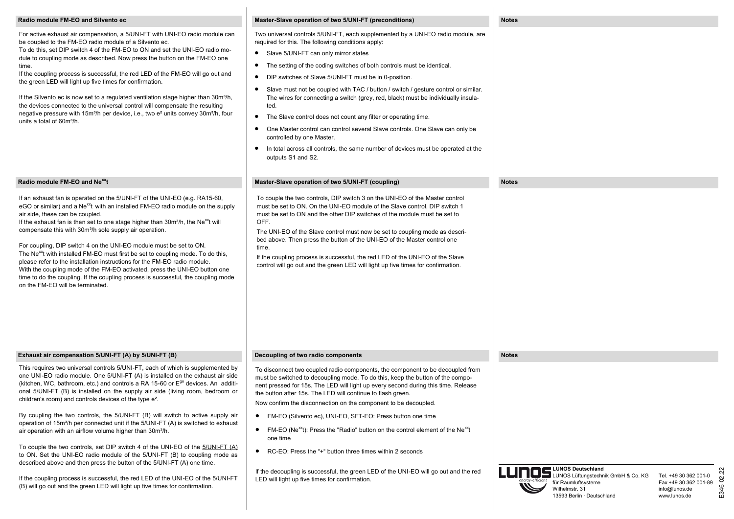## Radio module FM-EO and Silvento ec

For active exhaust air compensation, a 5/UNI-FT with UNI-EO radio module can be coupled to the FM-EO radio module of a Silvento ec.
To do this, set DIP switch 4 of the FM-EO to ON and set the UNI-EO radio module to coupling mode as described. Now press the button on the FM-EO one time.
If the coupling process is successful, the red LED of the FM-EO will go out and the green LED will light up five times for confirmation.

If the Silvento ec is now set to a regulated ventilation stage higher than 30m³/h, the devices connected to the universal control will compensate the resulting negative pressure with 15m³/h per device, i.e., two e² units convey 30m³/h, four units a total of 60m³/h.

## Radio module FM-EO and Ne$^{xx}$t

If an exhaust fan is operated on the 5/UNI-FT of the UNI-EO (e.g. RA15-60, eGO or similar) and a Ne$^{xx}$t with an installed FM-EO radio module on the supply air side, these can be coupled.
If the exhaust fan is then set to one stage higher than 30m³/h, the Ne$^{xx}$t will compensate this with 30m³/h sole supply air operation.

For coupling, DIP switch 4 on the UNI-EO module must be set to ON.
The Ne$^{xx}$t with installed FM-EO must first be set to coupling mode. To do this, please refer to the installation instructions for the FM-EO radio module.
With the coupling mode of the FM-EO activated, press the UNI-EO button one time to do the coupling. If the coupling process is successful, the coupling mode on the FM-EO will be terminated.

## Exhaust air compensation 5/UNI-FT (A) by 5/UNI-FT (B)

This requires two universal controls 5/UNI-FT, each of which is supplemented by one UNI-EO radio module. One 5/UNI-FT (A) is installed on the exhaust air side (kitchen, WC, bathroom, etc.) and controls a RA 15-60 or E$^{go}$ devices. An additional 5/UNI-FT (B) is installed on the supply air side (living room, bedroom or children's room) and controls devices of the type e².

By coupling the two controls, the 5/UNI-FT (B) will switch to active supply air operation of 15m³/h per connected unit if the 5/UNI-FT (A) is switched to exhaust air operation with an airflow volume higher than 30m³/h.

To couple the two controls, set DIP switch 4 of the UNI-EO of the 5/UNI-FT (A) to ON. Set the UNI-EO radio module of the 5/UNI-FT (B) to coupling mode as described above and then press the button of the 5/UNI-FT (A) one time.

If the coupling process is successful, the red LED of the UNI-EO of the 5/UNI-FT (B) will go out and the green LED will light up five times for confirmation.

## Master-Slave operation of two 5/UNI-FT (preconditions)

Two universal controls 5/UNI-FT, each supplemented by a UNI-EO radio module, are required for this. The following conditions apply:

- Slave 5/UNI-FT can only mirror states
- The setting of the coding switches of both controls must be identical.
- DIP switches of Slave 5/UNI-FT must be in 0-position.
- Slave must not be coupled with TAC / button / switch / gesture control or similar. The wires for connecting a switch (grey, red, black) must be individually insulated.
- The Slave control does not count any filter or operating time.
- One Master control can control several Slave controls. One Slave can only be controlled by one Master.
- In total across all controls, the same number of devices must be operated at the outputs S1 and S2.

## Master-Slave operation of two 5/UNI-FT (coupling)

To couple the two controls, DIP switch 3 on the UNI-EO of the Master control must be set to ON. On the UNI-EO module of the Slave control, DIP switch 1 must be set to ON and the other DIP switches of the module must be set to OFF.

The UNI-EO of the Slave control must now be set to coupling mode as described above. Then press the button of the UNI-EO of the Master control one time.

If the coupling process is successful, the red LED of the UNI-EO of the Slave control will go out and the green LED will light up five times for confirmation.

## Decoupling of two radio components

To disconnect two coupled radio components, the component to be decoupled from must be switched to decoupling mode. To do this, keep the button of the component pressed for 15s. The LED will light up every second during this time. Release the button after 15s. The LED will continue to flash green.

Now confirm the disconnection on the component to be decoupled.

- FM-EO (Silvento ec), UNI-EO, SFT-EO: Press button one time
- FM-EO (Ne$^{xx}$t): Press the "Radio" button on the control element of the Ne$^{xx}$t one time
- RC-EO: Press the "+" button three times within 2 seconds

If the decoupling is successful, the green LED of the UNI-EO will go out and the red LED will light up five times for confirmation.

## Notes

## Notes

## Notes

**LUNOS Deutschland**
LUNOS Lüftungstechnik GmbH & Co. KG
für Raumluftsysteme
Wilhelmstr. 31
13593 Berlin · Deutschland

Tel. +49 30 362 001-0
Fax +49 30 362 001-89
info@lunos.de
www.lunos.de

E346 02.22